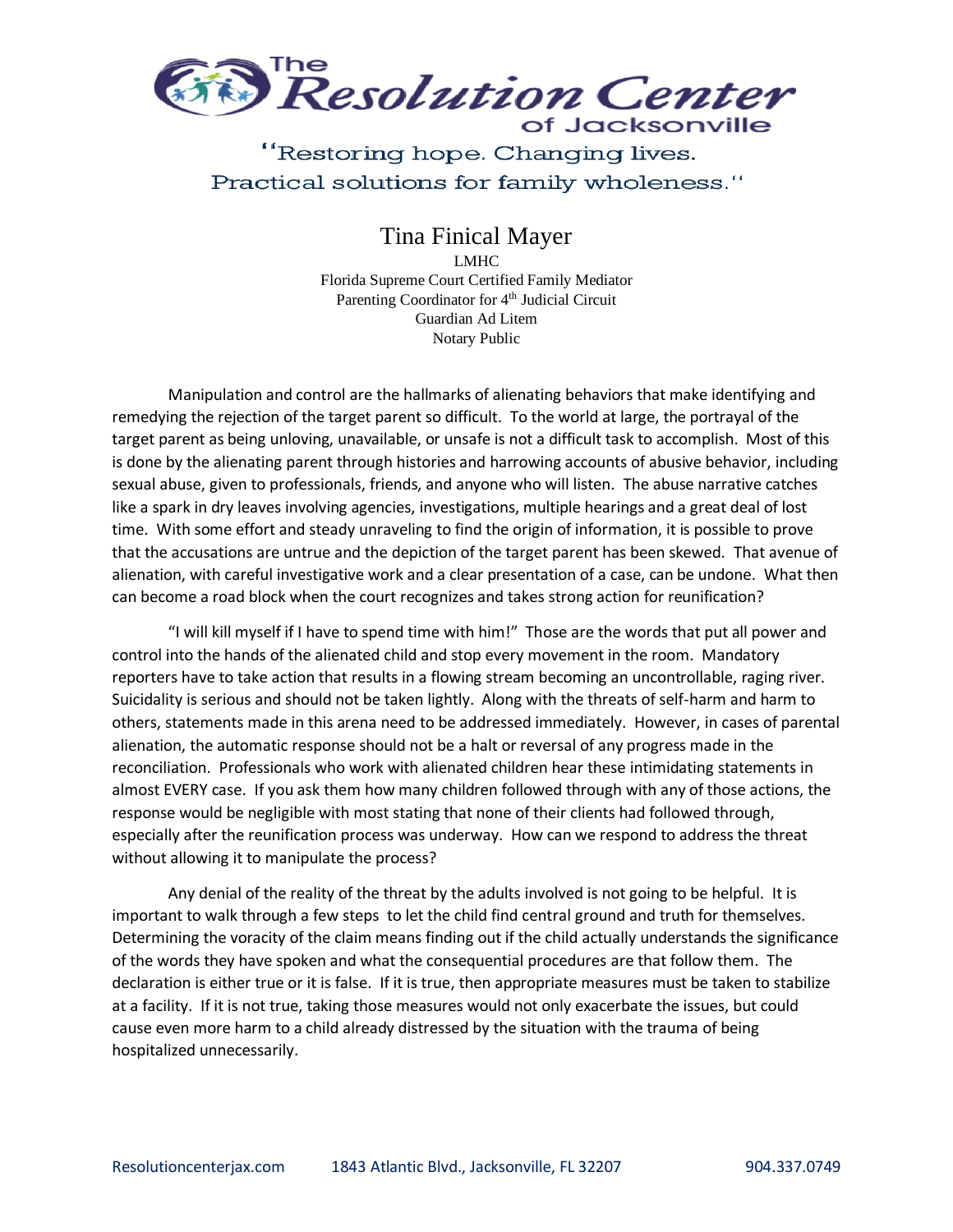# The Resolution Center of Jacksonville

"Restoring hope. Changing lives.
Practical solutions for family wholeness."

## Tina Finical Mayer

LMHC
Florida Supreme Court Certified Family Mediator
Parenting Coordinator for 4th Judicial Circuit
Guardian Ad Litem
Notary Public

Manipulation and control are the hallmarks of alienating behaviors that make identifying and remedying the rejection of the target parent so difficult. To the world at large, the portrayal of the target parent as being unloving, unavailable, or unsafe is not a difficult task to accomplish. Most of this is done by the alienating parent through histories and harrowing accounts of abusive behavior, including sexual abuse, given to professionals, friends, and anyone who will listen. The abuse narrative catches like a spark in dry leaves involving agencies, investigations, multiple hearings and a great deal of lost time. With some effort and steady unraveling to find the origin of information, it is possible to prove that the accusations are untrue and the depiction of the target parent has been skewed. That avenue of alienation, with careful investigative work and a clear presentation of a case, can be undone. What then can become a road block when the court recognizes and takes strong action for reunification?

"I will kill myself if I have to spend time with him!" Those are the words that put all power and control into the hands of the alienated child and stop every movement in the room. Mandatory reporters have to take action that results in a flowing stream becoming an uncontrollable, raging river. Suicidality is serious and should not be taken lightly. Along with the threats of self-harm and harm to others, statements made in this arena need to be addressed immediately. However, in cases of parental alienation, the automatic response should not be a halt or reversal of any progress made in the reconciliation. Professionals who work with alienated children hear these intimidating statements in almost EVERY case. If you ask them how many children followed through with any of those actions, the response would be negligible with most stating that none of their clients had followed through, especially after the reunification process was underway. How can we respond to address the threat without allowing it to manipulate the process?

Any denial of the reality of the threat by the adults involved is not going to be helpful. It is important to walk through a few steps to let the child find central ground and truth for themselves. Determining the voracity of the claim means finding out if the child actually understands the significance of the words they have spoken and what the consequential procedures are that follow them. The declaration is either true or it is false. If it is true, then appropriate measures must be taken to stabilize at a facility. If it is not true, taking those measures would not only exacerbate the issues, but could cause even more harm to a child already distressed by the situation with the trauma of being hospitalized unnecessarily.

Resolutioncenterjax.com 1843 Atlantic Blvd., Jacksonville, FL 32207 904.337.0749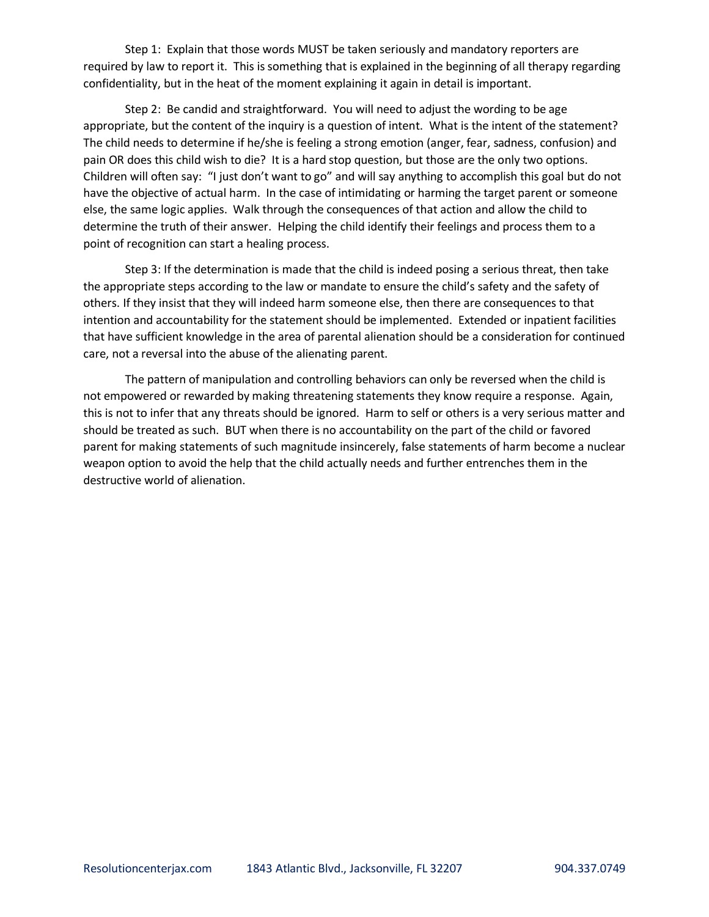Step 1: Explain that those words MUST be taken seriously and mandatory reporters are required by law to report it. This is something that is explained in the beginning of all therapy regarding confidentiality, but in the heat of the moment explaining it again in detail is important.

Step 2: Be candid and straightforward. You will need to adjust the wording to be age appropriate, but the content of the inquiry is a question of intent. What is the intent of the statement? The child needs to determine if he/she is feeling a strong emotion (anger, fear, sadness, confusion) and pain OR does this child wish to die? It is a hard stop question, but those are the only two options. Children will often say: "I just don't want to go" and will say anything to accomplish this goal but do not have the objective of actual harm. In the case of intimidating or harming the target parent or someone else, the same logic applies. Walk through the consequences of that action and allow the child to determine the truth of their answer. Helping the child identify their feelings and process them to a point of recognition can start a healing process.

Step 3: If the determination is made that the child is indeed posing a serious threat, then take the appropriate steps according to the law or mandate to ensure the child's safety and the safety of others. If they insist that they will indeed harm someone else, then there are consequences to that intention and accountability for the statement should be implemented. Extended or inpatient facilities that have sufficient knowledge in the area of parental alienation should be a consideration for continued care, not a reversal into the abuse of the alienating parent.

The pattern of manipulation and controlling behaviors can only be reversed when the child is not empowered or rewarded by making threatening statements they know require a response. Again, this is not to infer that any threats should be ignored. Harm to self or others is a very serious matter and should be treated as such. BUT when there is no accountability on the part of the child or favored parent for making statements of such magnitude insincerely, false statements of harm become a nuclear weapon option to avoid the help that the child actually needs and further entrenches them in the destructive world of alienation.